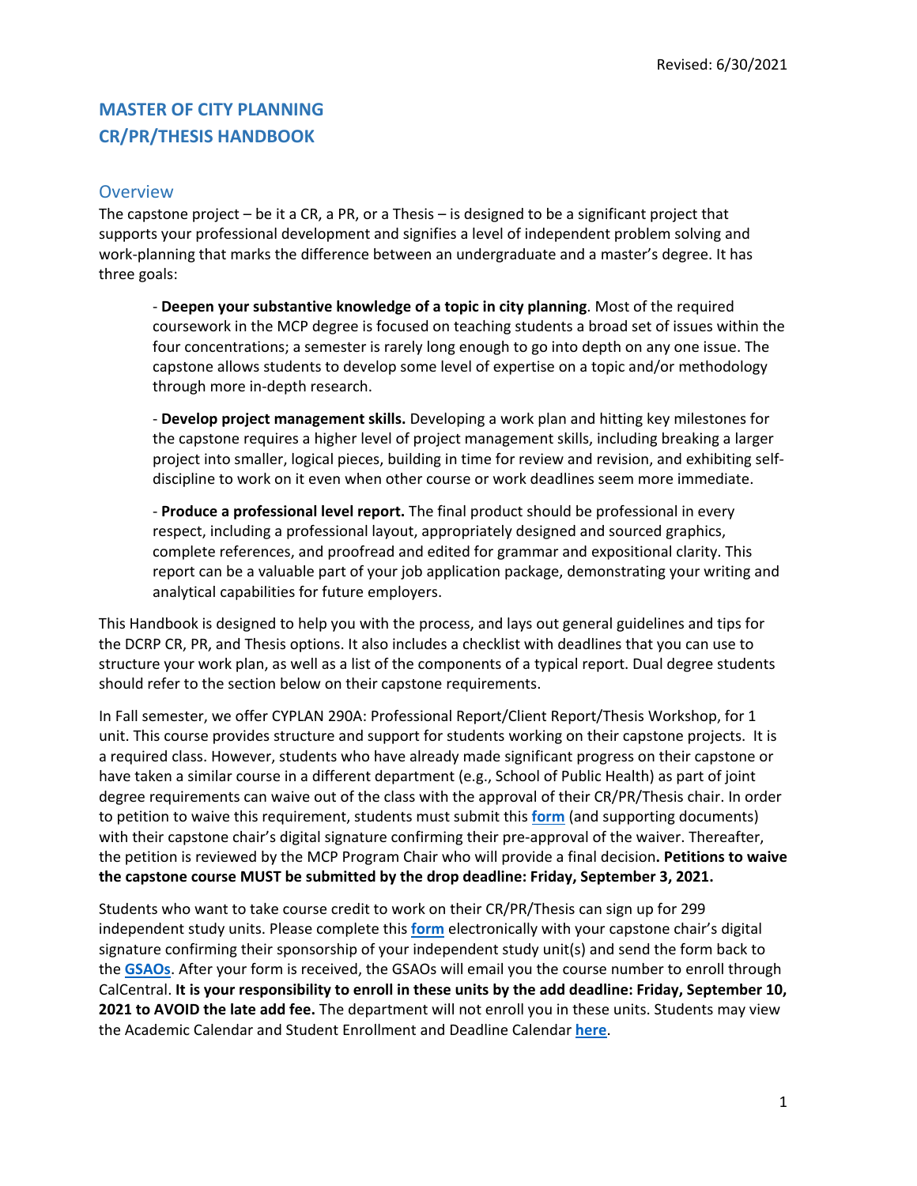Revised: 6/30/2021

# MASTER OF CITY PLANNING
# CR/PR/THESIS HANDBOOK

## Overview

The capstone project – be it a CR, a PR, or a Thesis – is designed to be a significant project that supports your professional development and signifies a level of independent problem solving and work-planning that marks the difference between an undergraduate and a master's degree. It has three goals:

- **Deepen your substantive knowledge of a topic in city planning**. Most of the required coursework in the MCP degree is focused on teaching students a broad set of issues within the four concentrations; a semester is rarely long enough to go into depth on any one issue. The capstone allows students to develop some level of expertise on a topic and/or methodology through more in-depth research.

- **Develop project management skills.** Developing a work plan and hitting key milestones for the capstone requires a higher level of project management skills, including breaking a larger project into smaller, logical pieces, building in time for review and revision, and exhibiting self-discipline to work on it even when other course or work deadlines seem more immediate.

- **Produce a professional level report.** The final product should be professional in every respect, including a professional layout, appropriately designed and sourced graphics, complete references, and proofread and edited for grammar and expositional clarity. This report can be a valuable part of your job application package, demonstrating your writing and analytical capabilities for future employers.

This Handbook is designed to help you with the process, and lays out general guidelines and tips for the DCRP CR, PR, and Thesis options. It also includes a checklist with deadlines that you can use to structure your work plan, as well as a list of the components of a typical report. Dual degree students should refer to the section below on their capstone requirements.

In Fall semester, we offer CYPLAN 290A: Professional Report/Client Report/Thesis Workshop, for 1 unit. This course provides structure and support for students working on their capstone projects. It is a required class. However, students who have already made significant progress on their capstone or have taken a similar course in a different department (e.g., School of Public Health) as part of joint degree requirements can waive out of the class with the approval of their CR/PR/Thesis chair. In order to petition to waive this requirement, students must submit this **form** (and supporting documents) with their capstone chair's digital signature confirming their pre-approval of the waiver. Thereafter, the petition is reviewed by the MCP Program Chair who will provide a final decision**. Petitions to waive the capstone course MUST be submitted by the drop deadline: Friday, September 3, 2021.**

Students who want to take course credit to work on their CR/PR/Thesis can sign up for 299 independent study units. Please complete this **form** electronically with your capstone chair's digital signature confirming their sponsorship of your independent study unit(s) and send the form back to the **GSAOs**. After your form is received, the GSAOs will email you the course number to enroll through CalCentral. **It is your responsibility to enroll in these units by the add deadline: Friday, September 10, 2021 to AVOID the late add fee.** The department will not enroll you in these units. Students may view the Academic Calendar and Student Enrollment and Deadline Calendar **here**.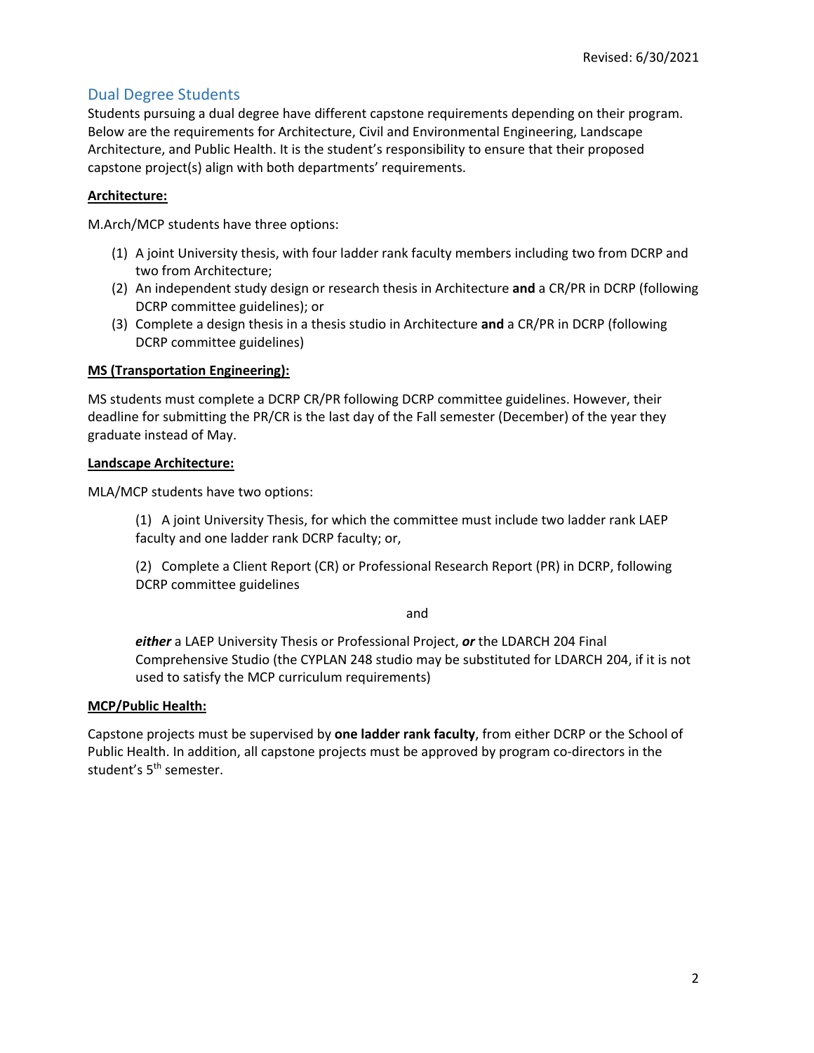## Dual Degree Students

Students pursuing a dual degree have different capstone requirements depending on their program. Below are the requirements for Architecture, Civil and Environmental Engineering, Landscape Architecture, and Public Health. It is the student's responsibility to ensure that their proposed capstone project(s) align with both departments' requirements.

**Architecture:**

M.Arch/MCP students have three options:

(1) A joint University thesis, with four ladder rank faculty members including two from DCRP and two from Architecture;
(2) An independent study design or research thesis in Architecture **and** a CR/PR in DCRP (following DCRP committee guidelines); or
(3) Complete a design thesis in a thesis studio in Architecture **and** a CR/PR in DCRP (following DCRP committee guidelines)

**MS (Transportation Engineering):**

MS students must complete a DCRP CR/PR following DCRP committee guidelines. However, their deadline for submitting the PR/CR is the last day of the Fall semester (December) of the year they graduate instead of May.

**Landscape Architecture:**

MLA/MCP students have two options:

(1) A joint University Thesis, for which the committee must include two ladder rank LAEP faculty and one ladder rank DCRP faculty; or,

(2) Complete a Client Report (CR) or Professional Research Report (PR) in DCRP, following DCRP committee guidelines

and

***either*** a LAEP University Thesis or Professional Project, ***or*** the LDARCH 204 Final Comprehensive Studio (the CYPLAN 248 studio may be substituted for LDARCH 204, if it is not used to satisfy the MCP curriculum requirements)

**MCP/Public Health:**

Capstone projects must be supervised by **one ladder rank faculty**, from either DCRP or the School of Public Health. In addition, all capstone projects must be approved by program co-directors in the student's 5th semester.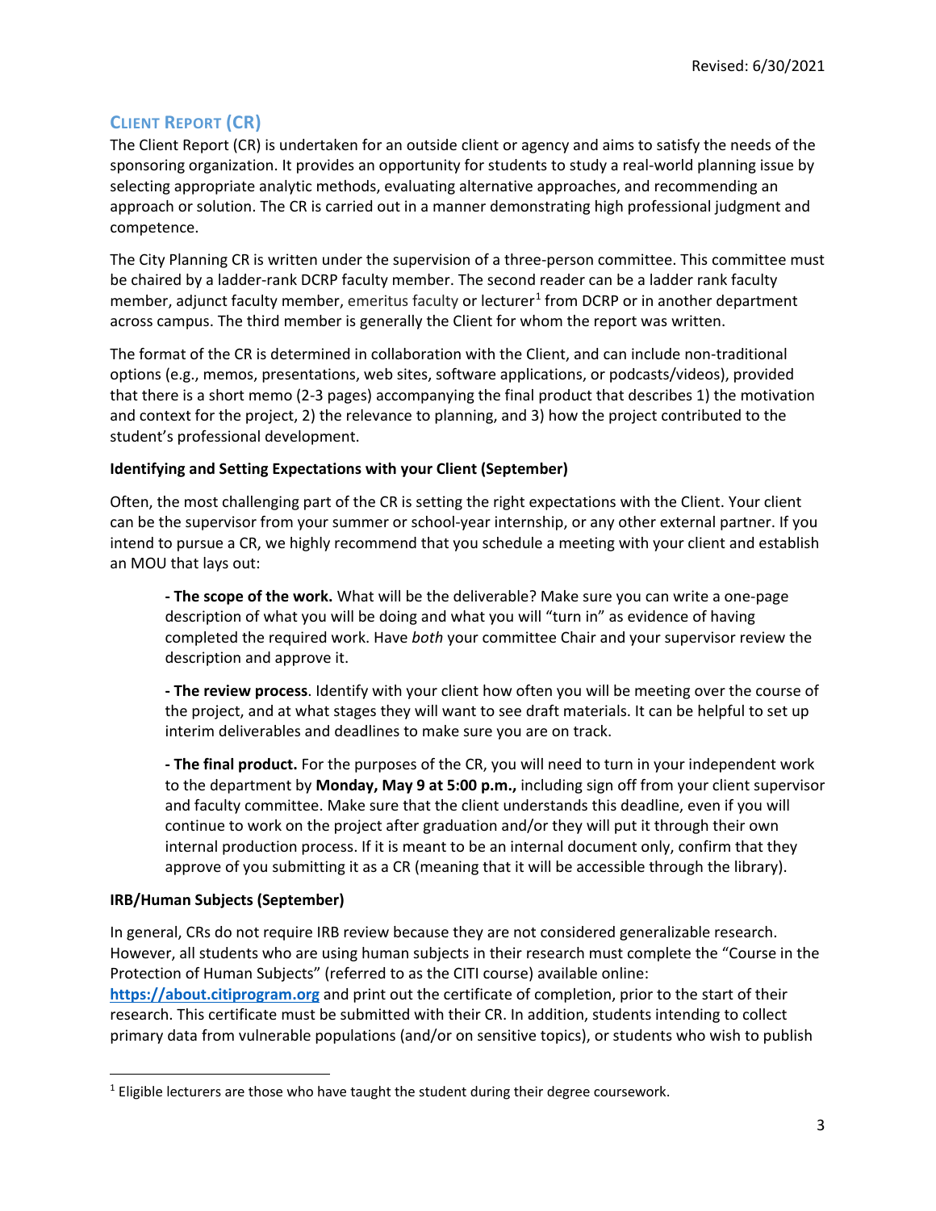## CLIENT REPORT (CR)

The Client Report (CR) is undertaken for an outside client or agency and aims to satisfy the needs of the sponsoring organization. It provides an opportunity for students to study a real-world planning issue by selecting appropriate analytic methods, evaluating alternative approaches, and recommending an approach or solution. The CR is carried out in a manner demonstrating high professional judgment and competence.

The City Planning CR is written under the supervision of a three-person committee. This committee must be chaired by a ladder-rank DCRP faculty member. The second reader can be a ladder rank faculty member, adjunct faculty member, emeritus faculty or lecturer[1] from DCRP or in another department across campus. The third member is generally the Client for whom the report was written.

The format of the CR is determined in collaboration with the Client, and can include non-traditional options (e.g., memos, presentations, web sites, software applications, or podcasts/videos), provided that there is a short memo (2-3 pages) accompanying the final product that describes 1) the motivation and context for the project, 2) the relevance to planning, and 3) how the project contributed to the student's professional development.

**Identifying and Setting Expectations with your Client (September)**

Often, the most challenging part of the CR is setting the right expectations with the Client. Your client can be the supervisor from your summer or school-year internship, or any other external partner. If you intend to pursue a CR, we highly recommend that you schedule a meeting with your client and establish an MOU that lays out:

> **- The scope of the work.** What will be the deliverable? Make sure you can write a one-page description of what you will be doing and what you will "turn in" as evidence of having completed the required work. Have *both* your committee Chair and your supervisor review the description and approve it.
>
> **- The review process**. Identify with your client how often you will be meeting over the course of the project, and at what stages they will want to see draft materials. It can be helpful to set up interim deliverables and deadlines to make sure you are on track.
>
> **- The final product.** For the purposes of the CR, you will need to turn in your independent work to the department by **Monday, May 9 at 5:00 p.m.,** including sign off from your client supervisor and faculty committee. Make sure that the client understands this deadline, even if you will continue to work on the project after graduation and/or they will put it through their own internal production process. If it is meant to be an internal document only, confirm that they approve of you submitting it as a CR (meaning that it will be accessible through the library).

**IRB/Human Subjects (September)**

In general, CRs do not require IRB review because they are not considered generalizable research. However, all students who are using human subjects in their research must complete the "Course in the Protection of Human Subjects" (referred to as the CITI course) available online: **https://about.citiprogram.org** and print out the certificate of completion, prior to the start of their research. This certificate must be submitted with their CR. In addition, students intending to collect primary data from vulnerable populations (and/or on sensitive topics), or students who wish to publish

[1] Eligible lecturers are those who have taught the student during their degree coursework.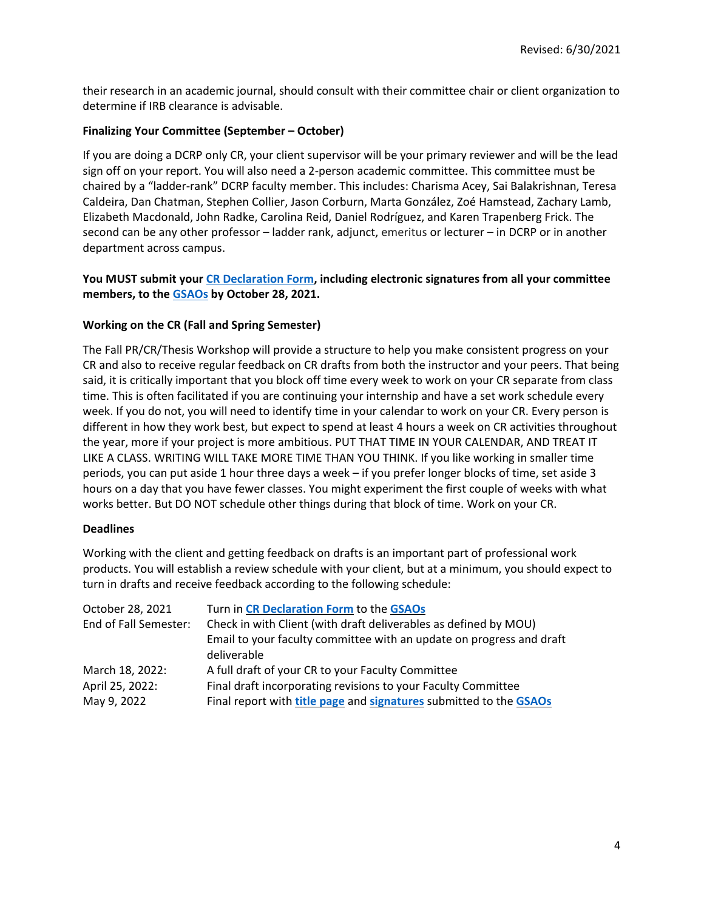their research in an academic journal, should consult with their committee chair or client organization to determine if IRB clearance is advisable.

**Finalizing Your Committee (September – October)**

If you are doing a DCRP only CR, your client supervisor will be your primary reviewer and will be the lead sign off on your report. You will also need a 2-person academic committee. This committee must be chaired by a "ladder-rank" DCRP faculty member. This includes: Charisma Acey, Sai Balakrishnan, Teresa Caldeira, Dan Chatman, Stephen Collier, Jason Corburn, Marta González, Zoé Hamstead, Zachary Lamb, Elizabeth Macdonald, John Radke, Carolina Reid, Daniel Rodríguez, and Karen Trapenberg Frick. The second can be any other professor – ladder rank, adjunct, emeritus or lecturer – in DCRP or in another department across campus.

**You MUST submit your CR Declaration Form, including electronic signatures from all your committee members, to the GSAOs by October 28, 2021.**

**Working on the CR (Fall and Spring Semester)**

The Fall PR/CR/Thesis Workshop will provide a structure to help you make consistent progress on your CR and also to receive regular feedback on CR drafts from both the instructor and your peers. That being said, it is critically important that you block off time every week to work on your CR separate from class time. This is often facilitated if you are continuing your internship and have a set work schedule every week. If you do not, you will need to identify time in your calendar to work on your CR. Every person is different in how they work best, but expect to spend at least 4 hours a week on CR activities throughout the year, more if your project is more ambitious. PUT THAT TIME IN YOUR CALENDAR, AND TREAT IT LIKE A CLASS. WRITING WILL TAKE MORE TIME THAN YOU THINK. If you like working in smaller time periods, you can put aside 1 hour three days a week – if you prefer longer blocks of time, set aside 3 hours on a day that you have fewer classes. You might experiment the first couple of weeks with what works better. But DO NOT schedule other things during that block of time. Work on your CR.

**Deadlines**

Working with the client and getting feedback on drafts is an important part of professional work products. You will establish a review schedule with your client, but at a minimum, you should expect to turn in drafts and receive feedback according to the following schedule:

| | |
|---|---|
| October 28, 2021 | Turn in CR Declaration Form to the GSAOs |
| End of Fall Semester: | Check in with Client (with draft deliverables as defined by MOU)<br>Email to your faculty committee with an update on progress and draft deliverable |
| March 18, 2022: | A full draft of your CR to your Faculty Committee |
| April 25, 2022: | Final draft incorporating revisions to your Faculty Committee |
| May 9, 2022 | Final report with title page and signatures submitted to the GSAOs |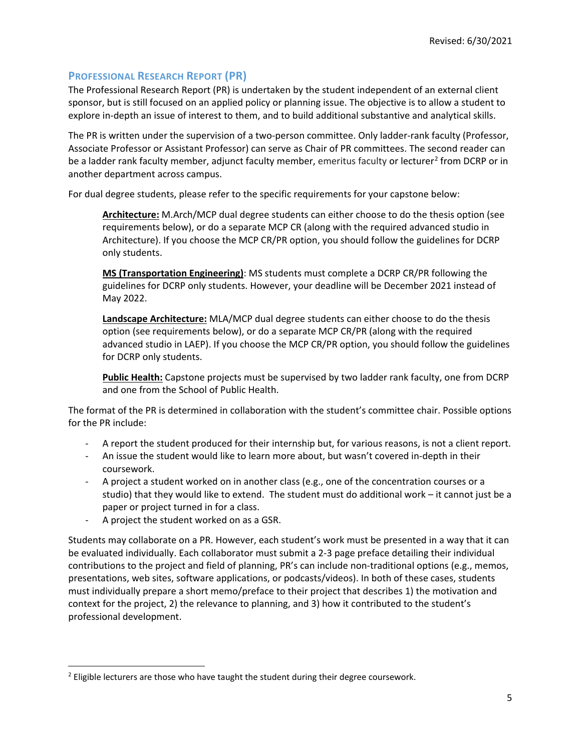## Professional Research Report (PR)

The Professional Research Report (PR) is undertaken by the student independent of an external client sponsor, but is still focused on an applied policy or planning issue. The objective is to allow a student to explore in-depth an issue of interest to them, and to build additional substantive and analytical skills.

The PR is written under the supervision of a two-person committee. Only ladder-rank faculty (Professor, Associate Professor or Assistant Professor) can serve as Chair of PR committees. The second reader can be a ladder rank faculty member, adjunct faculty member, emeritus faculty or lecturer[2] from DCRP or in another department across campus.

For dual degree students, please refer to the specific requirements for your capstone below:

> **Architecture:** M.Arch/MCP dual degree students can either choose to do the thesis option (see requirements below), or do a separate MCP CR (along with the required advanced studio in Architecture). If you choose the MCP CR/PR option, you should follow the guidelines for DCRP only students.
>
> **MS (Transportation Engineering)**: MS students must complete a DCRP CR/PR following the guidelines for DCRP only students. However, your deadline will be December 2021 instead of May 2022.
>
> **Landscape Architecture:** MLA/MCP dual degree students can either choose to do the thesis option (see requirements below), or do a separate MCP CR/PR (along with the required advanced studio in LAEP). If you choose the MCP CR/PR option, you should follow the guidelines for DCRP only students.
>
> **Public Health:** Capstone projects must be supervised by two ladder rank faculty, one from DCRP and one from the School of Public Health.

The format of the PR is determined in collaboration with the student's committee chair. Possible options for the PR include:

- A report the student produced for their internship but, for various reasons, is not a client report.
- An issue the student would like to learn more about, but wasn't covered in-depth in their coursework.
- A project a student worked on in another class (e.g., one of the concentration courses or a studio) that they would like to extend. The student must do additional work – it cannot just be a paper or project turned in for a class.
- A project the student worked on as a GSR.

Students may collaborate on a PR. However, each student's work must be presented in a way that it can be evaluated individually. Each collaborator must submit a 2-3 page preface detailing their individual contributions to the project and field of planning, PR's can include non-traditional options (e.g., memos, presentations, web sites, software applications, or podcasts/videos). In both of these cases, students must individually prepare a short memo/preface to their project that describes 1) the motivation and context for the project, 2) the relevance to planning, and 3) how it contributed to the student's professional development.

---

[2] Eligible lecturers are those who have taught the student during their degree coursework.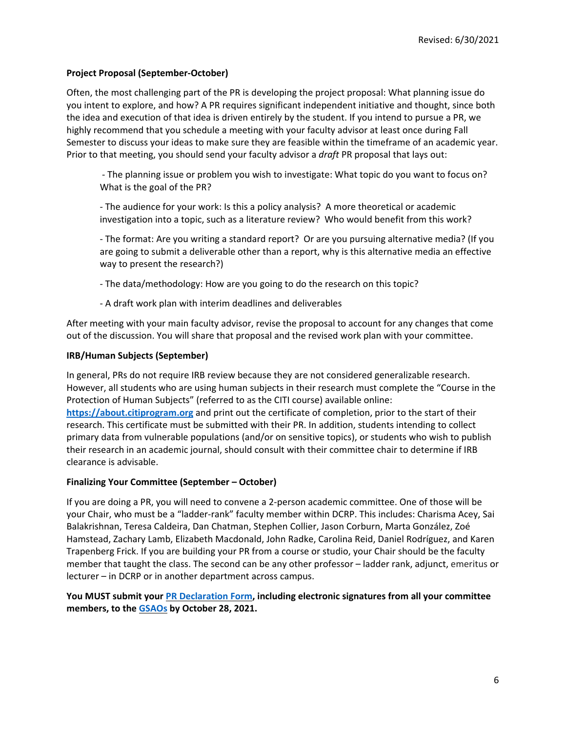Revised: 6/30/2021

**Project Proposal (September-October)**

Often, the most challenging part of the PR is developing the project proposal: What planning issue do you intent to explore, and how? A PR requires significant independent initiative and thought, since both the idea and execution of that idea is driven entirely by the student. If you intend to pursue a PR, we highly recommend that you schedule a meeting with your faculty advisor at least once during Fall Semester to discuss your ideas to make sure they are feasible within the timeframe of an academic year. Prior to that meeting, you should send your faculty advisor a *draft* PR proposal that lays out:

- The planning issue or problem you wish to investigate: What topic do you want to focus on? What is the goal of the PR?
- The audience for your work: Is this a policy analysis? A more theoretical or academic investigation into a topic, such as a literature review? Who would benefit from this work?
- The format: Are you writing a standard report? Or are you pursuing alternative media? (If you are going to submit a deliverable other than a report, why is this alternative media an effective way to present the research?)
- The data/methodology: How are you going to do the research on this topic?
- A draft work plan with interim deadlines and deliverables

After meeting with your main faculty advisor, revise the proposal to account for any changes that come out of the discussion. You will share that proposal and the revised work plan with your committee.

**IRB/Human Subjects (September)**

In general, PRs do not require IRB review because they are not considered generalizable research. However, all students who are using human subjects in their research must complete the "Course in the Protection of Human Subjects" (referred to as the CITI course) available online: **https://about.citiprogram.org** and print out the certificate of completion, prior to the start of their research. This certificate must be submitted with their PR. In addition, students intending to collect primary data from vulnerable populations (and/or on sensitive topics), or students who wish to publish their research in an academic journal, should consult with their committee chair to determine if IRB clearance is advisable.

**Finalizing Your Committee (September – October)**

If you are doing a PR, you will need to convene a 2-person academic committee. One of those will be your Chair, who must be a "ladder-rank" faculty member within DCRP. This includes: Charisma Acey, Sai Balakrishnan, Teresa Caldeira, Dan Chatman, Stephen Collier, Jason Corburn, Marta González, Zoé Hamstead, Zachary Lamb, Elizabeth Macdonald, John Radke, Carolina Reid, Daniel Rodríguez, and Karen Trapenberg Frick. If you are building your PR from a course or studio, your Chair should be the faculty member that taught the class. The second can be any other professor – ladder rank, adjunct, emeritus or lecturer – in DCRP or in another department across campus.

**You MUST submit your PR Declaration Form, including electronic signatures from all your committee members, to the GSAOs by October 28, 2021.**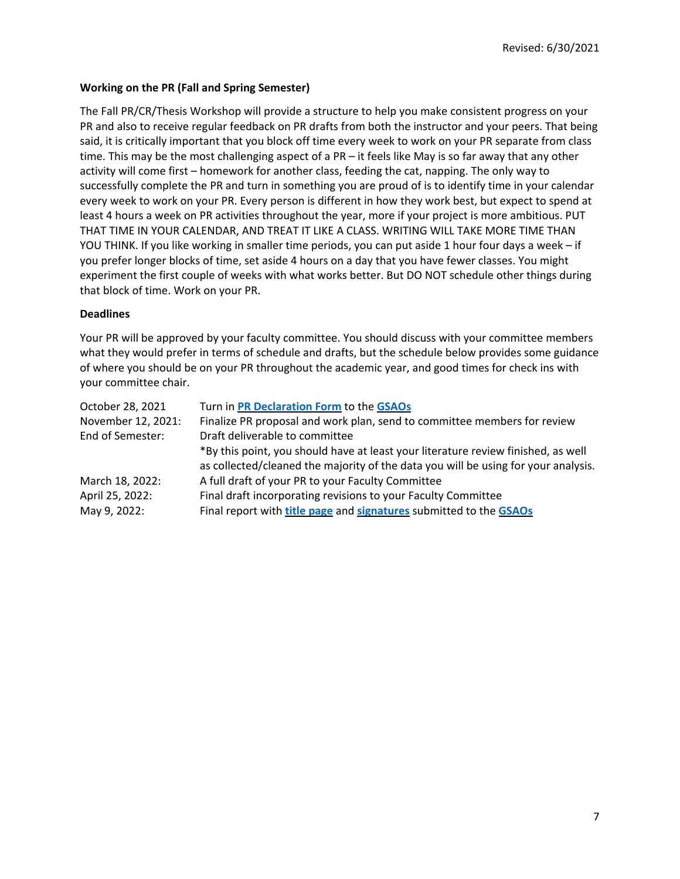**Working on the PR (Fall and Spring Semester)**

The Fall PR/CR/Thesis Workshop will provide a structure to help you make consistent progress on your PR and also to receive regular feedback on PR drafts from both the instructor and your peers. That being said, it is critically important that you block off time every week to work on your PR separate from class time. This may be the most challenging aspect of a PR – it feels like May is so far away that any other activity will come first – homework for another class, feeding the cat, napping. The only way to successfully complete the PR and turn in something you are proud of is to identify time in your calendar every week to work on your PR. Every person is different in how they work best, but expect to spend at least 4 hours a week on PR activities throughout the year, more if your project is more ambitious. PUT THAT TIME IN YOUR CALENDAR, AND TREAT IT LIKE A CLASS. WRITING WILL TAKE MORE TIME THAN YOU THINK. If you like working in smaller time periods, you can put aside 1 hour four days a week – if you prefer longer blocks of time, set aside 4 hours on a day that you have fewer classes. You might experiment the first couple of weeks with what works better. But DO NOT schedule other things during that block of time. Work on your PR.

**Deadlines**

Your PR will be approved by your faculty committee. You should discuss with your committee members what they would prefer in terms of schedule and drafts, but the schedule below provides some guidance of where you should be on your PR throughout the academic year, and good times for check ins with your committee chair.

| | |
|---|---|
| October 28, 2021 | Turn in **PR Declaration Form** to the **GSAOs** |
| November 12, 2021: | Finalize PR proposal and work plan, send to committee members for review |
| End of Semester: | Draft deliverable to committee<br>*By this point, you should have at least your literature review finished, as well as collected/cleaned the majority of the data you will be using for your analysis. |
| March 18, 2022: | A full draft of your PR to your Faculty Committee |
| April 25, 2022: | Final draft incorporating revisions to your Faculty Committee |
| May 9, 2022: | Final report with **title page** and **signatures** submitted to the **GSAOs** |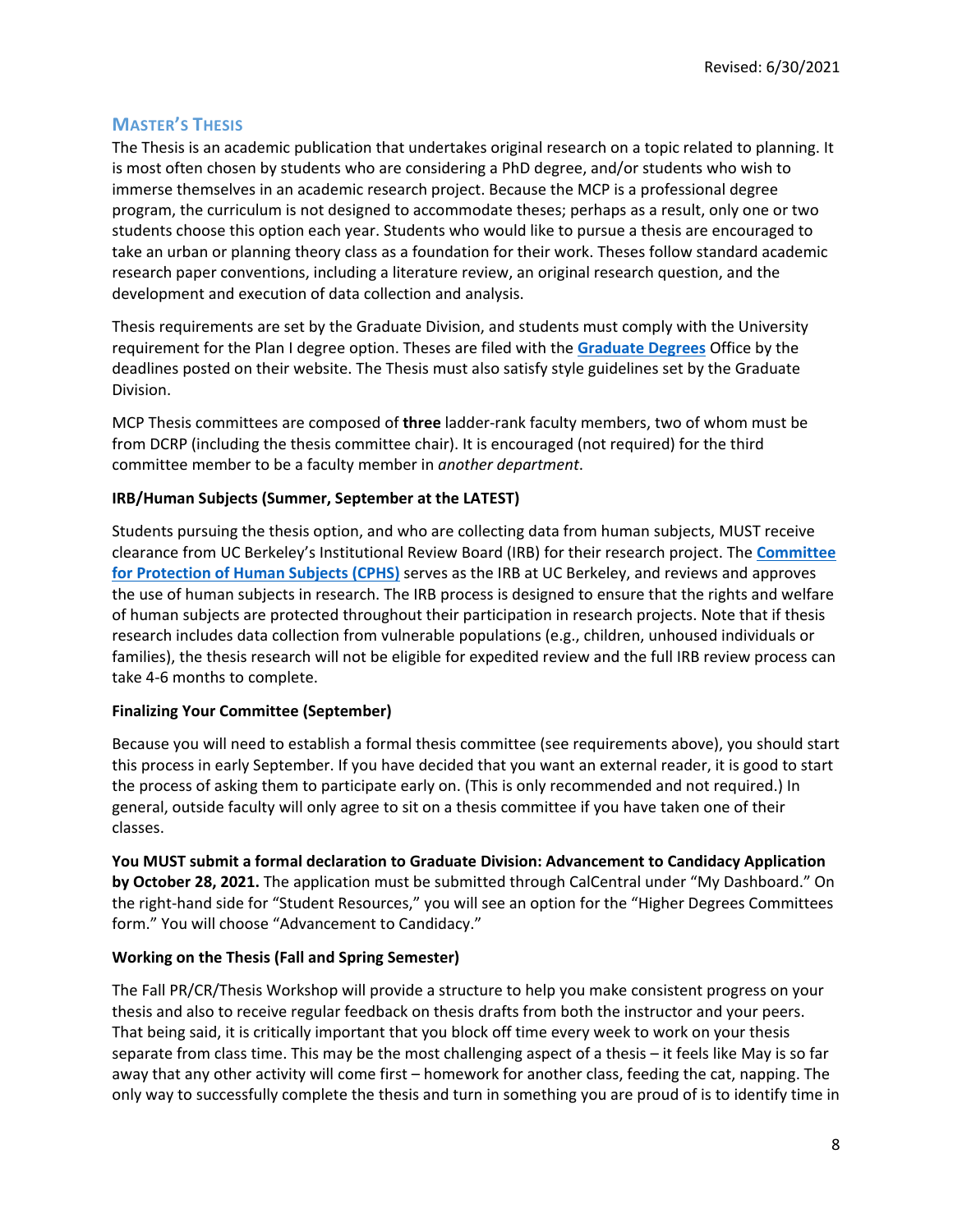## Master's Thesis

The Thesis is an academic publication that undertakes original research on a topic related to planning. It is most often chosen by students who are considering a PhD degree, and/or students who wish to immerse themselves in an academic research project. Because the MCP is a professional degree program, the curriculum is not designed to accommodate theses; perhaps as a result, only one or two students choose this option each year. Students who would like to pursue a thesis are encouraged to take an urban or planning theory class as a foundation for their work. Theses follow standard academic research paper conventions, including a literature review, an original research question, and the development and execution of data collection and analysis.

Thesis requirements are set by the Graduate Division, and students must comply with the University requirement for the Plan I degree option. Theses are filed with the **Graduate Degrees** Office by the deadlines posted on their website. The Thesis must also satisfy style guidelines set by the Graduate Division.

MCP Thesis committees are composed of **three** ladder-rank faculty members, two of whom must be from DCRP (including the thesis committee chair). It is encouraged (not required) for the third committee member to be a faculty member in *another department*.

**IRB/Human Subjects (Summer, September at the LATEST)**

Students pursuing the thesis option, and who are collecting data from human subjects, MUST receive clearance from UC Berkeley's Institutional Review Board (IRB) for their research project. The **Committee for Protection of Human Subjects (CPHS)** serves as the IRB at UC Berkeley, and reviews and approves the use of human subjects in research. The IRB process is designed to ensure that the rights and welfare of human subjects are protected throughout their participation in research projects. Note that if thesis research includes data collection from vulnerable populations (e.g., children, unhoused individuals or families), the thesis research will not be eligible for expedited review and the full IRB review process can take 4-6 months to complete.

**Finalizing Your Committee (September)**

Because you will need to establish a formal thesis committee (see requirements above), you should start this process in early September. If you have decided that you want an external reader, it is good to start the process of asking them to participate early on. (This is only recommended and not required.) In general, outside faculty will only agree to sit on a thesis committee if you have taken one of their classes.

**You MUST submit a formal declaration to Graduate Division: Advancement to Candidacy Application by October 28, 2021.** The application must be submitted through CalCentral under "My Dashboard." On the right-hand side for "Student Resources," you will see an option for the "Higher Degrees Committees form." You will choose "Advancement to Candidacy."

**Working on the Thesis (Fall and Spring Semester)**

The Fall PR/CR/Thesis Workshop will provide a structure to help you make consistent progress on your thesis and also to receive regular feedback on thesis drafts from both the instructor and your peers. That being said, it is critically important that you block off time every week to work on your thesis separate from class time. This may be the most challenging aspect of a thesis – it feels like May is so far away that any other activity will come first – homework for another class, feeding the cat, napping. The only way to successfully complete the thesis and turn in something you are proud of is to identify time in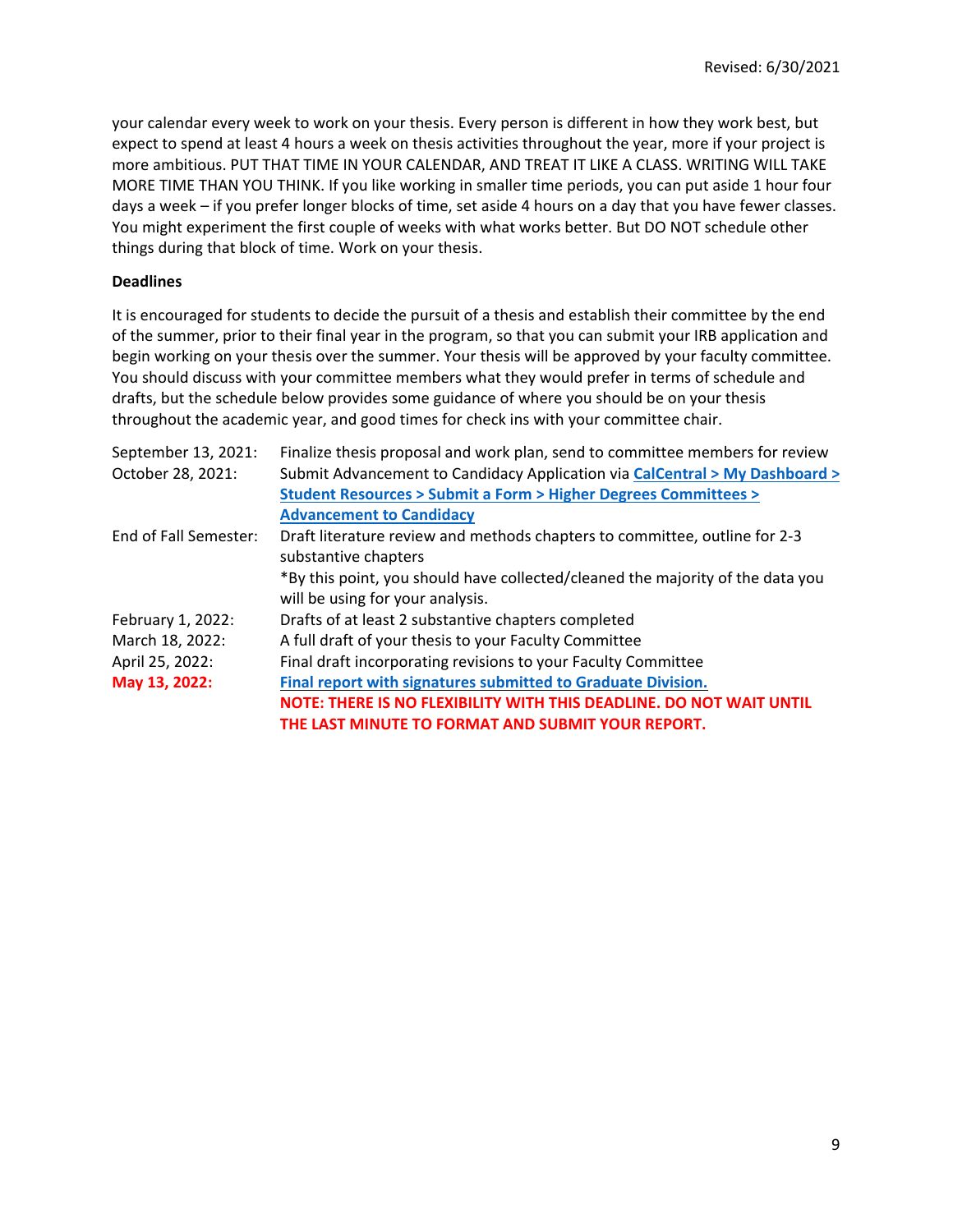your calendar every week to work on your thesis. Every person is different in how they work best, but expect to spend at least 4 hours a week on thesis activities throughout the year, more if your project is more ambitious. PUT THAT TIME IN YOUR CALENDAR, AND TREAT IT LIKE A CLASS. WRITING WILL TAKE MORE TIME THAN YOU THINK. If you like working in smaller time periods, you can put aside 1 hour four days a week – if you prefer longer blocks of time, set aside 4 hours on a day that you have fewer classes. You might experiment the first couple of weeks with what works better. But DO NOT schedule other things during that block of time. Work on your thesis.

**Deadlines**

It is encouraged for students to decide the pursuit of a thesis and establish their committee by the end of the summer, prior to their final year in the program, so that you can submit your IRB application and begin working on your thesis over the summer. Your thesis will be approved by your faculty committee. You should discuss with your committee members what they would prefer in terms of schedule and drafts, but the schedule below provides some guidance of where you should be on your thesis throughout the academic year, and good times for check ins with your committee chair.

| | |
|---|---|
| September 13, 2021: | Finalize thesis proposal and work plan, send to committee members for review |
| October 28, 2021: | Submit Advancement to Candidacy Application via **CalCentral > My Dashboard > Student Resources > Submit a Form > Higher Degrees Committees > Advancement to Candidacy** |
| End of Fall Semester: | Draft literature review and methods chapters to committee, outline for 2-3 substantive chapters<br>*By this point, you should have collected/cleaned the majority of the data you will be using for your analysis. |
| February 1, 2022: | Drafts of at least 2 substantive chapters completed |
| March 18, 2022: | A full draft of your thesis to your Faculty Committee |
| April 25, 2022: | Final draft incorporating revisions to your Faculty Committee |
| **May 13, 2022:** | **Final report with signatures submitted to Graduate Division.**<br>**NOTE: THERE IS NO FLEXIBILITY WITH THIS DEADLINE. DO NOT WAIT UNTIL THE LAST MINUTE TO FORMAT AND SUBMIT YOUR REPORT.** |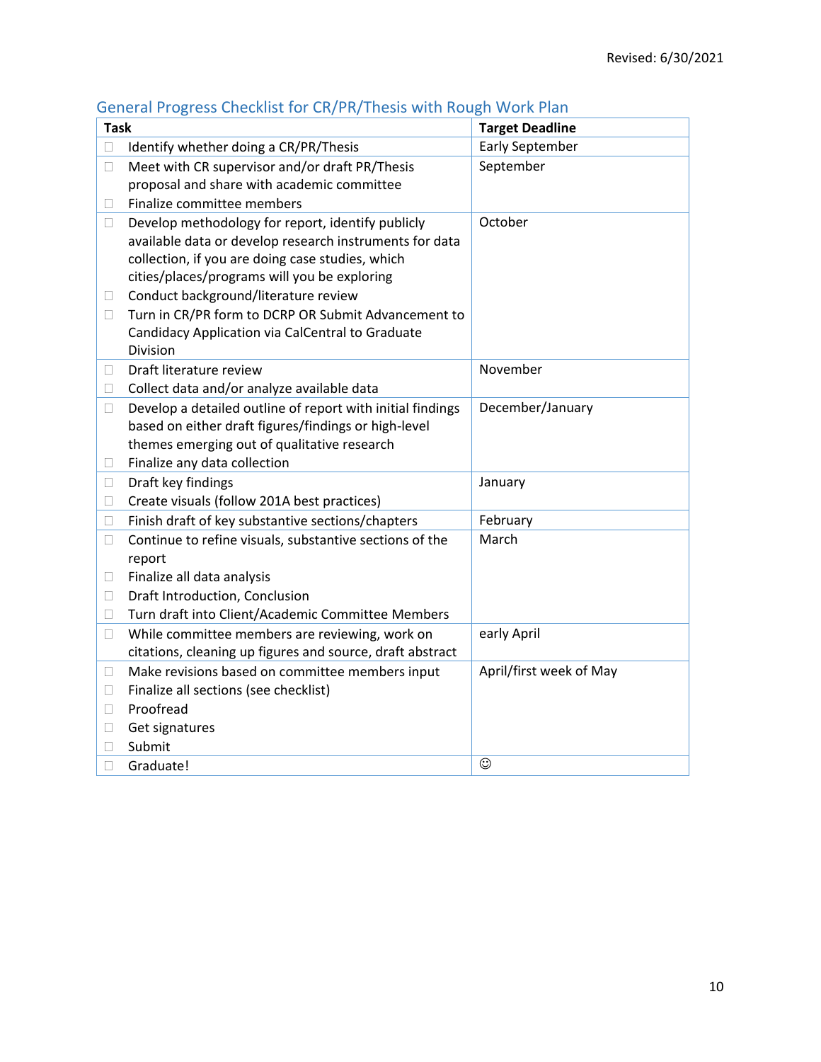## General Progress Checklist for CR/PR/Thesis with Rough Work Plan

| Task | Target Deadline |
|---|---|
| ☐ Identify whether doing a CR/PR/Thesis | Early September |
| ☐ Meet with CR supervisor and/or draft PR/Thesis proposal and share with academic committee<br>☐ Finalize committee members | September |
| ☐ Develop methodology for report, identify publicly available data or develop research instruments for data collection, if you are doing case studies, which cities/places/programs will you be exploring<br>☐ Conduct background/literature review<br>☐ Turn in CR/PR form to DCRP OR Submit Advancement to Candidacy Application via CalCentral to Graduate Division | October |
| ☐ Draft literature review<br>☐ Collect data and/or analyze available data | November |
| ☐ Develop a detailed outline of report with initial findings based on either draft figures/findings or high-level themes emerging out of qualitative research<br>☐ Finalize any data collection | December/January |
| ☐ Draft key findings<br>☐ Create visuals (follow 201A best practices) | January |
| ☐ Finish draft of key substantive sections/chapters | February |
| ☐ Continue to refine visuals, substantive sections of the report<br>☐ Finalize all data analysis<br>☐ Draft Introduction, Conclusion<br>☐ Turn draft into Client/Academic Committee Members | March |
| ☐ While committee members are reviewing, work on citations, cleaning up figures and source, draft abstract | early April |
| ☐ Make revisions based on committee members input<br>☐ Finalize all sections (see checklist)<br>☐ Proofread<br>☐ Get signatures<br>☐ Submit | April/first week of May |
| ☐ Graduate! | ☺ |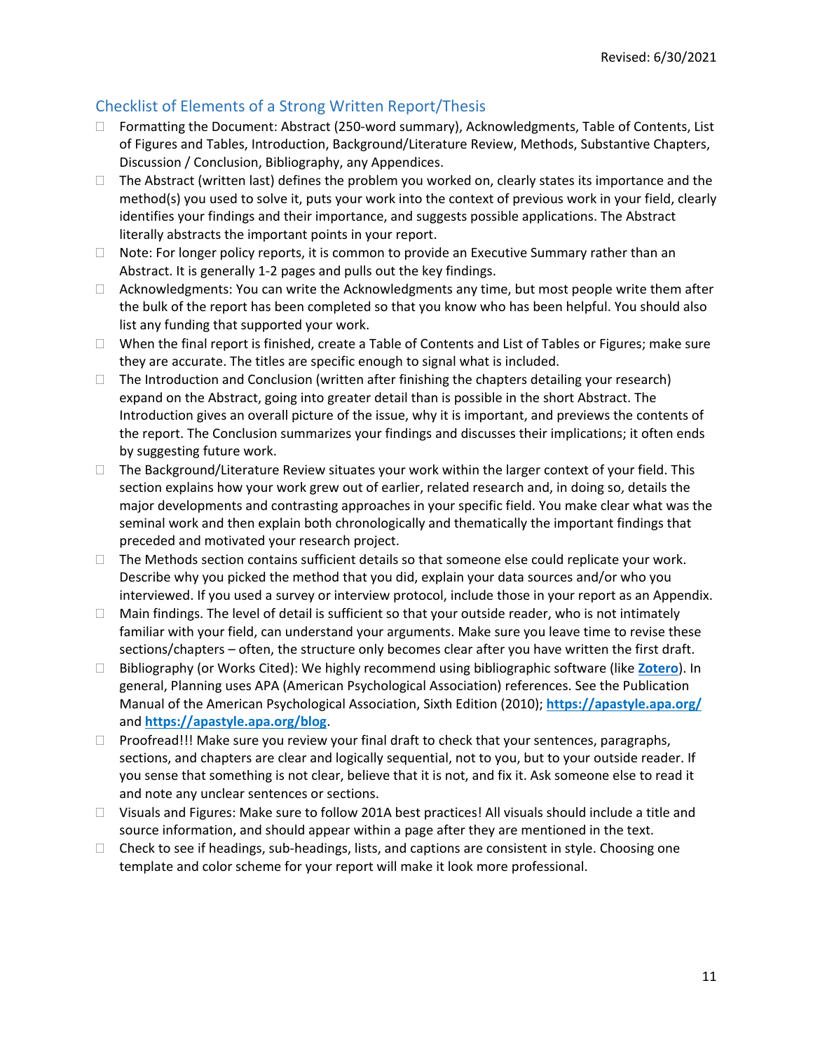## Checklist of Elements of a Strong Written Report/Thesis

- ☐ Formatting the Document: Abstract (250-word summary), Acknowledgments, Table of Contents, List of Figures and Tables, Introduction, Background/Literature Review, Methods, Substantive Chapters, Discussion / Conclusion, Bibliography, any Appendices.
- ☐ The Abstract (written last) defines the problem you worked on, clearly states its importance and the method(s) you used to solve it, puts your work into the context of previous work in your field, clearly identifies your findings and their importance, and suggests possible applications. The Abstract literally abstracts the important points in your report.
- ☐ Note: For longer policy reports, it is common to provide an Executive Summary rather than an Abstract. It is generally 1-2 pages and pulls out the key findings.
- ☐ Acknowledgments: You can write the Acknowledgments any time, but most people write them after the bulk of the report has been completed so that you know who has been helpful. You should also list any funding that supported your work.
- ☐ When the final report is finished, create a Table of Contents and List of Tables or Figures; make sure they are accurate. The titles are specific enough to signal what is included.
- ☐ The Introduction and Conclusion (written after finishing the chapters detailing your research) expand on the Abstract, going into greater detail than is possible in the short Abstract. The Introduction gives an overall picture of the issue, why it is important, and previews the contents of the report. The Conclusion summarizes your findings and discusses their implications; it often ends by suggesting future work.
- ☐ The Background/Literature Review situates your work within the larger context of your field. This section explains how your work grew out of earlier, related research and, in doing so, details the major developments and contrasting approaches in your specific field. You make clear what was the seminal work and then explain both chronologically and thematically the important findings that preceded and motivated your research project.
- ☐ The Methods section contains sufficient details so that someone else could replicate your work. Describe why you picked the method that you did, explain your data sources and/or who you interviewed. If you used a survey or interview protocol, include those in your report as an Appendix.
- ☐ Main findings. The level of detail is sufficient so that your outside reader, who is not intimately familiar with your field, can understand your arguments. Make sure you leave time to revise these sections/chapters – often, the structure only becomes clear after you have written the first draft.
- ☐ Bibliography (or Works Cited): We highly recommend using bibliographic software (like **Zotero**). In general, Planning uses APA (American Psychological Association) references. See the Publication Manual of the American Psychological Association, Sixth Edition (2010); **https://apastyle.apa.org/** and **https://apastyle.apa.org/blog**.
- ☐ Proofread!!! Make sure you review your final draft to check that your sentences, paragraphs, sections, and chapters are clear and logically sequential, not to you, but to your outside reader. If you sense that something is not clear, believe that it is not, and fix it. Ask someone else to read it and note any unclear sentences or sections.
- ☐ Visuals and Figures: Make sure to follow 201A best practices! All visuals should include a title and source information, and should appear within a page after they are mentioned in the text.
- ☐ Check to see if headings, sub-headings, lists, and captions are consistent in style. Choosing one template and color scheme for your report will make it look more professional.